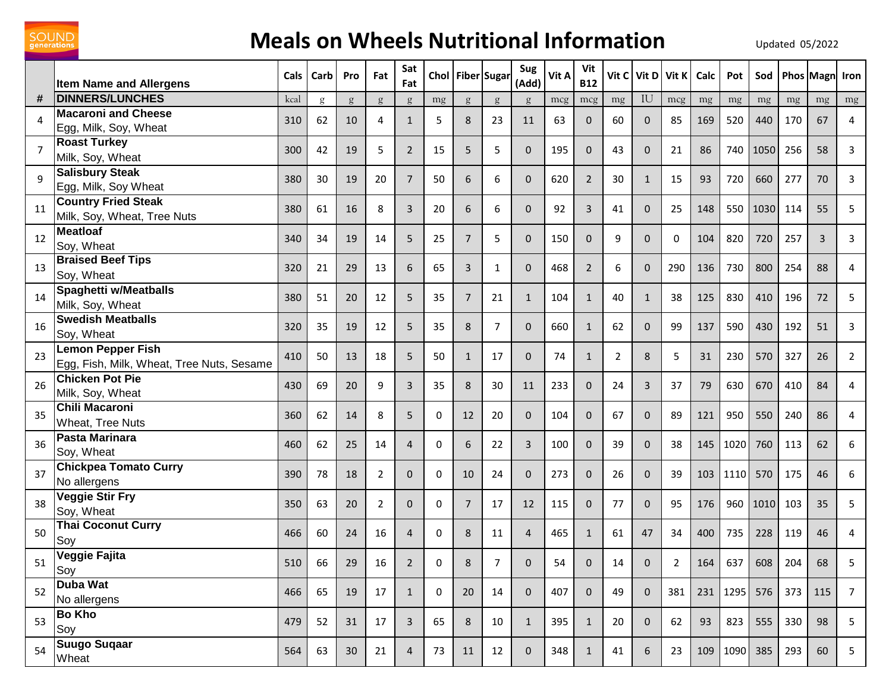# Meals on Wheels Nutritional Information

Updated 05/2022

| # | Item Name and Allergens | Cals | Carb | Pro | Fat | Sat Fat | Chol | Fiber | Sugar | Sug (Add) | Vit A | Vit B12 | Vit C | Vit D | Vit K | Calc | Pot | Sod | Phos | Magn | Iron |
|---|---|---|---|---|---|---|---|---|---|---|---|---|---|---|---|---|---|---|---|---|---|
| # | DINNERS/LUNCHES | kcal | g | g | g | g | mg | g | g | g | mcg | mcg | mg | IU | mcg | mg | mg | mg | mg | mg | mg |
| 4 | **Macaroni and Cheese** Egg, Milk, Soy, Wheat | 310 | 62 | 10 | 4 | 1 | 5 | 8 | 23 | 11 | 63 | 0 | 60 | 0 | 85 | 169 | 520 | 440 | 170 | 67 | 4 |
| 7 | **Roast Turkey** Milk, Soy, Wheat | 300 | 42 | 19 | 5 | 2 | 15 | 5 | 5 | 0 | 195 | 0 | 43 | 0 | 21 | 86 | 740 | 1050 | 256 | 58 | 3 |
| 9 | **Salisbury Steak** Egg, Milk, Soy Wheat | 380 | 30 | 19 | 20 | 7 | 50 | 6 | 6 | 0 | 620 | 2 | 30 | 1 | 15 | 93 | 720 | 660 | 277 | 70 | 3 |
| 11 | **Country Fried Steak** Milk, Soy, Wheat, Tree Nuts | 380 | 61 | 16 | 8 | 3 | 20 | 6 | 6 | 0 | 92 | 3 | 41 | 0 | 25 | 148 | 550 | 1030 | 114 | 55 | 5 |
| 12 | **Meatloaf** Soy, Wheat | 340 | 34 | 19 | 14 | 5 | 25 | 7 | 5 | 0 | 150 | 0 | 9 | 0 | 0 | 104 | 820 | 720 | 257 | 3 | 3 |
| 13 | **Braised Beef Tips** Soy, Wheat | 320 | 21 | 29 | 13 | 6 | 65 | 3 | 1 | 0 | 468 | 2 | 6 | 0 | 290 | 136 | 730 | 800 | 254 | 88 | 4 |
| 14 | **Spaghetti w/Meatballs** Milk, Soy, Wheat | 380 | 51 | 20 | 12 | 5 | 35 | 7 | 21 | 1 | 104 | 1 | 40 | 1 | 38 | 125 | 830 | 410 | 196 | 72 | 5 |
| 16 | **Swedish Meatballs** Soy, Wheat | 320 | 35 | 19 | 12 | 5 | 35 | 8 | 7 | 0 | 660 | 1 | 62 | 0 | 99 | 137 | 590 | 430 | 192 | 51 | 3 |
| 23 | **Lemon Pepper Fish** Egg, Fish, Milk, Wheat, Tree Nuts, Sesame | 410 | 50 | 13 | 18 | 5 | 50 | 1 | 17 | 0 | 74 | 1 | 2 | 8 | 5 | 31 | 230 | 570 | 327 | 26 | 2 |
| 26 | **Chicken Pot Pie** Milk, Soy, Wheat | 430 | 69 | 20 | 9 | 3 | 35 | 8 | 30 | 11 | 233 | 0 | 24 | 3 | 37 | 79 | 630 | 670 | 410 | 84 | 4 |
| 35 | **Chili Macaroni** Wheat, Tree Nuts | 360 | 62 | 14 | 8 | 5 | 0 | 12 | 20 | 0 | 104 | 0 | 67 | 0 | 89 | 121 | 950 | 550 | 240 | 86 | 4 |
| 36 | **Pasta Marinara** Soy, Wheat | 460 | 62 | 25 | 14 | 4 | 0 | 6 | 22 | 3 | 100 | 0 | 39 | 0 | 38 | 145 | 1020 | 760 | 113 | 62 | 6 |
| 37 | **Chickpea Tomato Curry** No allergens | 390 | 78 | 18 | 2 | 0 | 0 | 10 | 24 | 0 | 273 | 0 | 26 | 0 | 39 | 103 | 1110 | 570 | 175 | 46 | 6 |
| 38 | **Veggie Stir Fry** Soy, Wheat | 350 | 63 | 20 | 2 | 0 | 0 | 7 | 17 | 12 | 115 | 0 | 77 | 0 | 95 | 176 | 960 | 1010 | 103 | 35 | 5 |
| 50 | **Thai Coconut Curry** Soy | 466 | 60 | 24 | 16 | 4 | 0 | 8 | 11 | 4 | 465 | 1 | 61 | 47 | 34 | 400 | 735 | 228 | 119 | 46 | 4 |
| 51 | **Veggie Fajita** Soy | 510 | 66 | 29 | 16 | 2 | 0 | 8 | 7 | 0 | 54 | 0 | 14 | 0 | 2 | 164 | 637 | 608 | 204 | 68 | 5 |
| 52 | **Duba Wat** No allergens | 466 | 65 | 19 | 17 | 1 | 0 | 20 | 14 | 0 | 407 | 0 | 49 | 0 | 381 | 231 | 1295 | 576 | 373 | 115 | 7 |
| 53 | **Bo Kho** Soy | 479 | 52 | 31 | 17 | 3 | 65 | 8 | 10 | 1 | 395 | 1 | 20 | 0 | 62 | 93 | 823 | 555 | 330 | 98 | 5 |
| 54 | **Suugo Suqaar** Wheat | 564 | 63 | 30 | 21 | 4 | 73 | 11 | 12 | 0 | 348 | 1 | 41 | 6 | 23 | 109 | 1090 | 385 | 293 | 60 | 5 |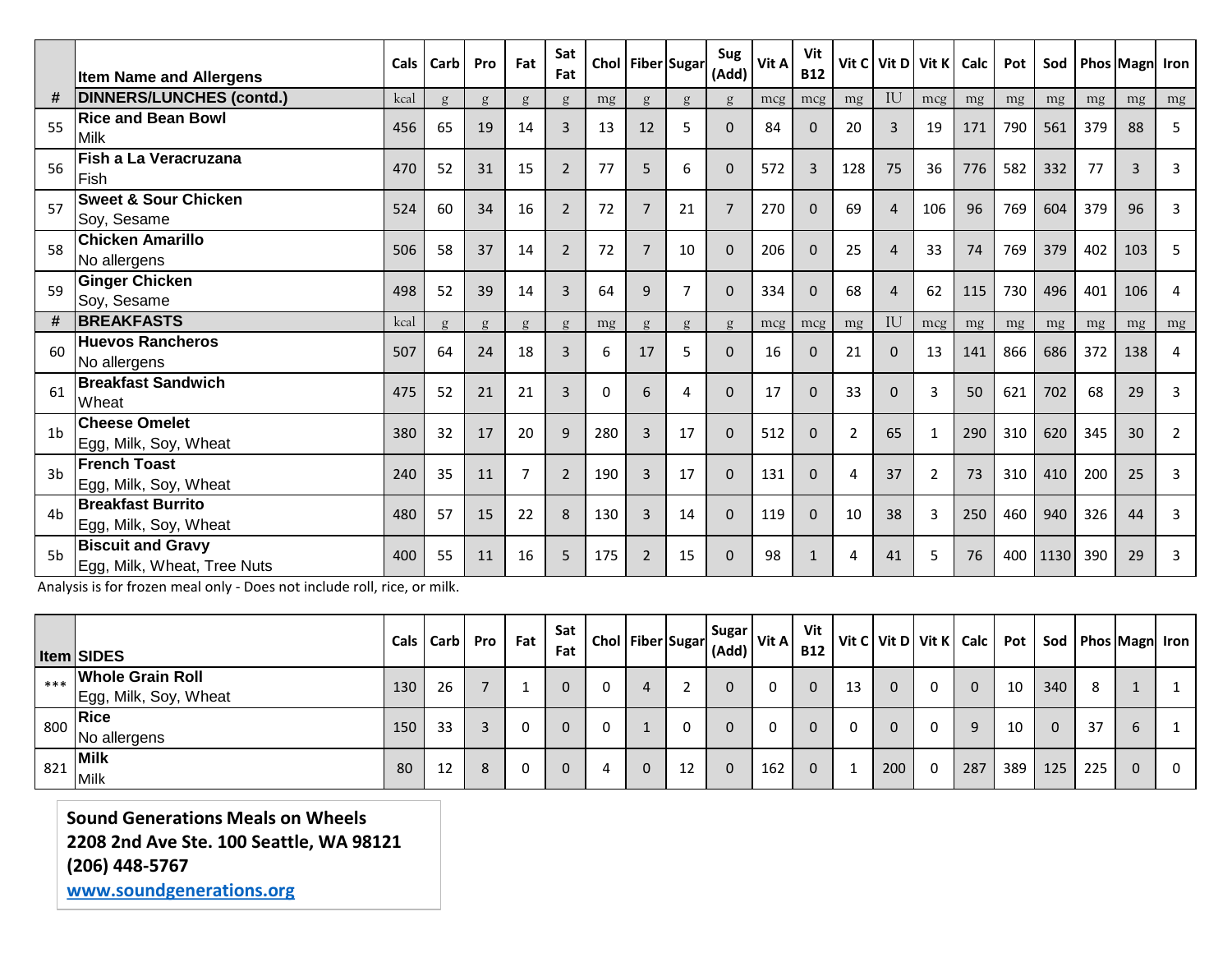| # | Item Name and Allergens | Cals | Carb | Pro | Fat | Sat Fat | Chol | Fiber | Sugar | Sug (Add) | Vit A | Vit B12 | Vit C | Vit D | Vit K | Calc | Pot | Sod | Phos | Magn | Iron |
|---|---|---|---|---|---|---|---|---|---|---|---|---|---|---|---|---|---|---|---|---|---|
| # | **DINNERS/LUNCHES (contd.)** | kcal | g | g | g | g | mg | g | g | g | mcg | mcg | mg | IU | mcg | mg | mg | mg | mg | mg | mg |
| 55 | **Rice and Bean Bowl** Milk | 456 | 65 | 19 | 14 | 3 | 13 | 12 | 5 | 0 | 84 | 0 | 20 | 3 | 19 | 171 | 790 | 561 | 379 | 88 | 5 |
| 56 | **Fish a La Veracruzana** Fish | 470 | 52 | 31 | 15 | 2 | 77 | 5 | 6 | 0 | 572 | 3 | 128 | 75 | 36 | 776 | 582 | 332 | 77 | 3 | 3 |
| 57 | **Sweet & Sour Chicken** Soy, Sesame | 524 | 60 | 34 | 16 | 2 | 72 | 7 | 21 | 7 | 270 | 0 | 69 | 4 | 106 | 96 | 769 | 604 | 379 | 96 | 3 |
| 58 | **Chicken Amarillo** No allergens | 506 | 58 | 37 | 14 | 2 | 72 | 7 | 10 | 0 | 206 | 0 | 25 | 4 | 33 | 74 | 769 | 379 | 402 | 103 | 5 |
| 59 | **Ginger Chicken** Soy, Sesame | 498 | 52 | 39 | 14 | 3 | 64 | 9 | 7 | 0 | 334 | 0 | 68 | 4 | 62 | 115 | 730 | 496 | 401 | 106 | 4 |
| # | **BREAKFASTS** | kcal | g | g | g | g | mg | g | g | g | mcg | mcg | mg | IU | mcg | mg | mg | mg | mg | mg | mg |
| 60 | **Huevos Rancheros** No allergens | 507 | 64 | 24 | 18 | 3 | 6 | 17 | 5 | 0 | 16 | 0 | 21 | 0 | 13 | 141 | 866 | 686 | 372 | 138 | 4 |
| 61 | **Breakfast Sandwich** Wheat | 475 | 52 | 21 | 21 | 3 | 0 | 6 | 4 | 0 | 17 | 0 | 33 | 0 | 3 | 50 | 621 | 702 | 68 | 29 | 3 |
| 1b | **Cheese Omelet** Egg, Milk, Soy, Wheat | 380 | 32 | 17 | 20 | 9 | 280 | 3 | 17 | 0 | 512 | 0 | 2 | 65 | 1 | 290 | 310 | 620 | 345 | 30 | 2 |
| 3b | **French Toast** Egg, Milk, Soy, Wheat | 240 | 35 | 11 | 7 | 2 | 190 | 3 | 17 | 0 | 131 | 0 | 4 | 37 | 2 | 73 | 310 | 410 | 200 | 25 | 3 |
| 4b | **Breakfast Burrito** Egg, Milk, Soy, Wheat | 480 | 57 | 15 | 22 | 8 | 130 | 3 | 14 | 0 | 119 | 0 | 10 | 38 | 3 | 250 | 460 | 940 | 326 | 44 | 3 |
| 5b | **Biscuit and Gravy** Egg, Milk, Wheat, Tree Nuts | 400 | 55 | 11 | 16 | 5 | 175 | 2 | 15 | 0 | 98 | 1 | 4 | 41 | 5 | 76 | 400 | 1130 | 390 | 29 | 3 |

Analysis is for frozen meal only - Does not include roll, rice, or milk.

| Item | SIDES | Cals | Carb | Pro | Fat | Sat Fat | Chol | Fiber | Sugar | Sugar (Add) | Vit A | Vit B12 | Vit C | Vit D | Vit K | Calc | Pot | Sod | Phos | Magn | Iron |
|---|---|---|---|---|---|---|---|---|---|---|---|---|---|---|---|---|---|---|---|---|---|
| *** | **Whole Grain Roll** Egg, Milk, Soy, Wheat | 130 | 26 | 7 | 1 | 0 | 0 | 4 | 2 | 0 | 0 | 0 | 13 | 0 | 0 | 0 | 10 | 340 | 8 | 1 | 1 |
| 800 | **Rice** No allergens | 150 | 33 | 3 | 0 | 0 | 0 | 1 | 0 | 0 | 0 | 0 | 0 | 0 | 0 | 9 | 10 | 0 | 37 | 6 | 1 |
| 821 | **Milk** Milk | 80 | 12 | 8 | 0 | 0 | 4 | 0 | 12 | 0 | 162 | 0 | 1 | 200 | 0 | 287 | 389 | 125 | 225 | 0 | 0 |

**Sound Generations Meals on Wheels**
**2208 2nd Ave Ste. 100 Seattle, WA 98121**
**(206) 448-5767**
**www.soundgenerations.org**